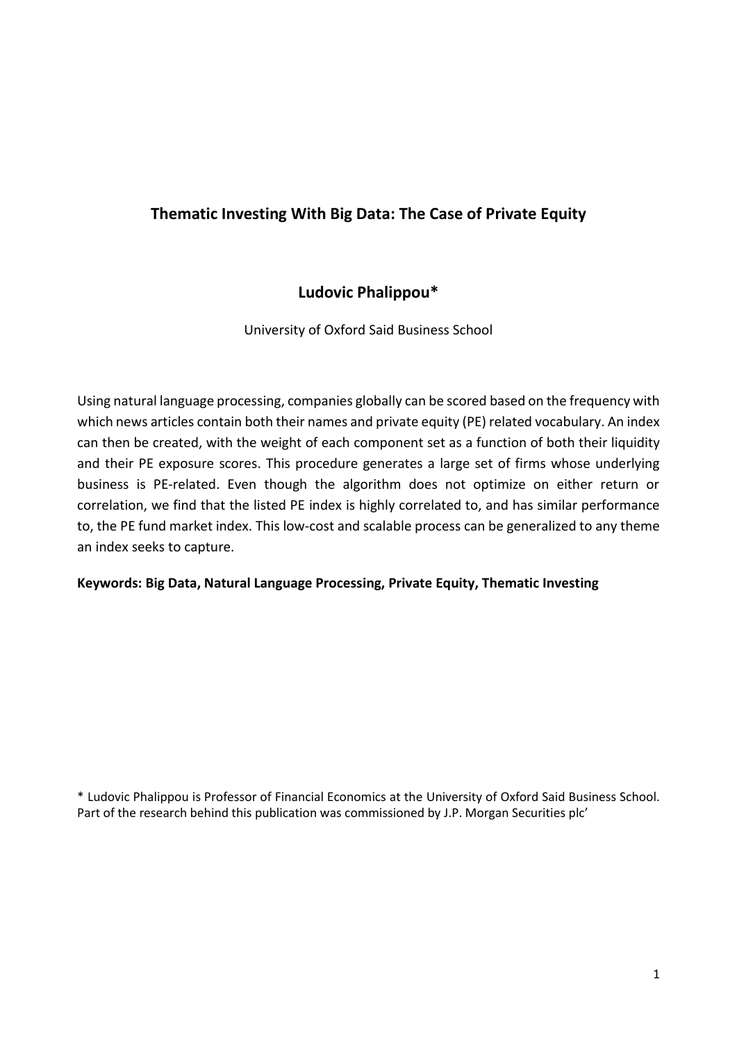# Thematic Investing With Big Data: The Case of Private Equity

**Ludovic Phalippou***

University of Oxford Said Business School

Using natural language processing, companies globally can be scored based on the frequency with which news articles contain both their names and private equity (PE) related vocabulary. An index can then be created, with the weight of each component set as a function of both their liquidity and their PE exposure scores. This procedure generates a large set of firms whose underlying business is PE-related. Even though the algorithm does not optimize on either return or correlation, we find that the listed PE index is highly correlated to, and has similar performance to, the PE fund market index. This low-cost and scalable process can be generalized to any theme an index seeks to capture.

**Keywords: Big Data, Natural Language Processing, Private Equity, Thematic Investing**

* Ludovic Phalippou is Professor of Financial Economics at the University of Oxford Said Business School. Part of the research behind this publication was commissioned by J.P. Morgan Securities plc'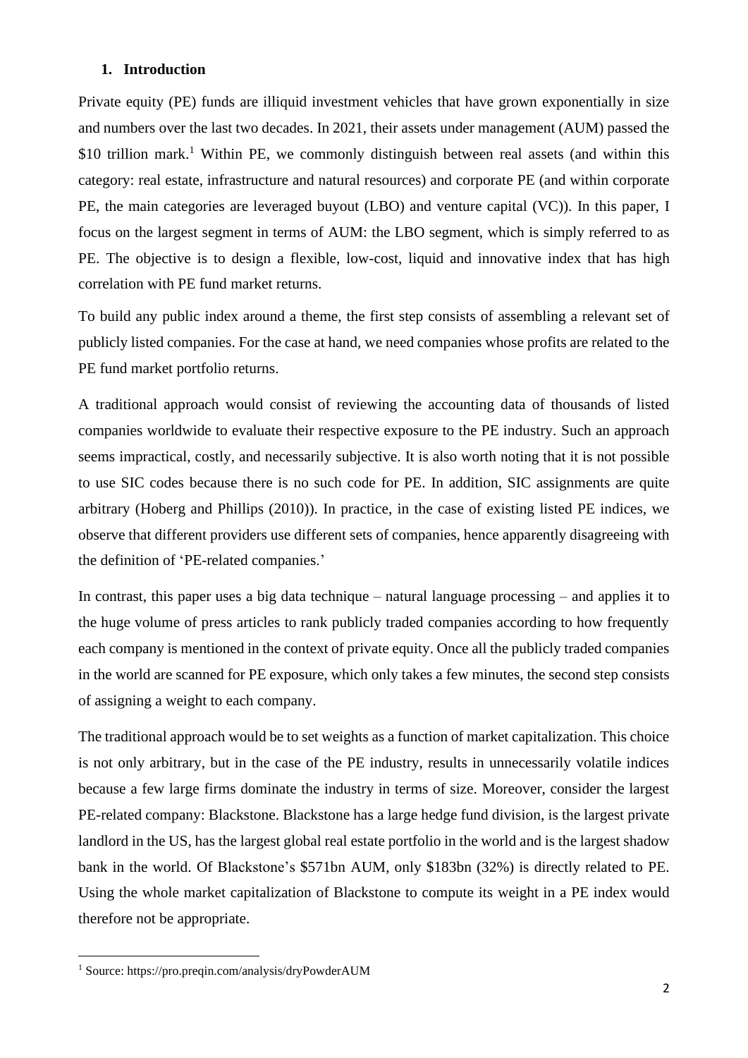## 1. Introduction

Private equity (PE) funds are illiquid investment vehicles that have grown exponentially in size and numbers over the last two decades. In 2021, their assets under management (AUM) passed the \$10 trillion mark.[1] Within PE, we commonly distinguish between real assets (and within this category: real estate, infrastructure and natural resources) and corporate PE (and within corporate PE, the main categories are leveraged buyout (LBO) and venture capital (VC)). In this paper, I focus on the largest segment in terms of AUM: the LBO segment, which is simply referred to as PE. The objective is to design a flexible, low-cost, liquid and innovative index that has high correlation with PE fund market returns.

To build any public index around a theme, the first step consists of assembling a relevant set of publicly listed companies. For the case at hand, we need companies whose profits are related to the PE fund market portfolio returns.

A traditional approach would consist of reviewing the accounting data of thousands of listed companies worldwide to evaluate their respective exposure to the PE industry. Such an approach seems impractical, costly, and necessarily subjective. It is also worth noting that it is not possible to use SIC codes because there is no such code for PE. In addition, SIC assignments are quite arbitrary (Hoberg and Phillips (2010)). In practice, in the case of existing listed PE indices, we observe that different providers use different sets of companies, hence apparently disagreeing with the definition of 'PE-related companies.'

In contrast, this paper uses a big data technique – natural language processing – and applies it to the huge volume of press articles to rank publicly traded companies according to how frequently each company is mentioned in the context of private equity. Once all the publicly traded companies in the world are scanned for PE exposure, which only takes a few minutes, the second step consists of assigning a weight to each company.

The traditional approach would be to set weights as a function of market capitalization. This choice is not only arbitrary, but in the case of the PE industry, results in unnecessarily volatile indices because a few large firms dominate the industry in terms of size. Moreover, consider the largest PE-related company: Blackstone. Blackstone has a large hedge fund division, is the largest private landlord in the US, has the largest global real estate portfolio in the world and is the largest shadow bank in the world. Of Blackstone's \$571bn AUM, only \$183bn (32%) is directly related to PE. Using the whole market capitalization of Blackstone to compute its weight in a PE index would therefore not be appropriate.

---

[1] Source: https://pro.preqin.com/analysis/dryPowderAUM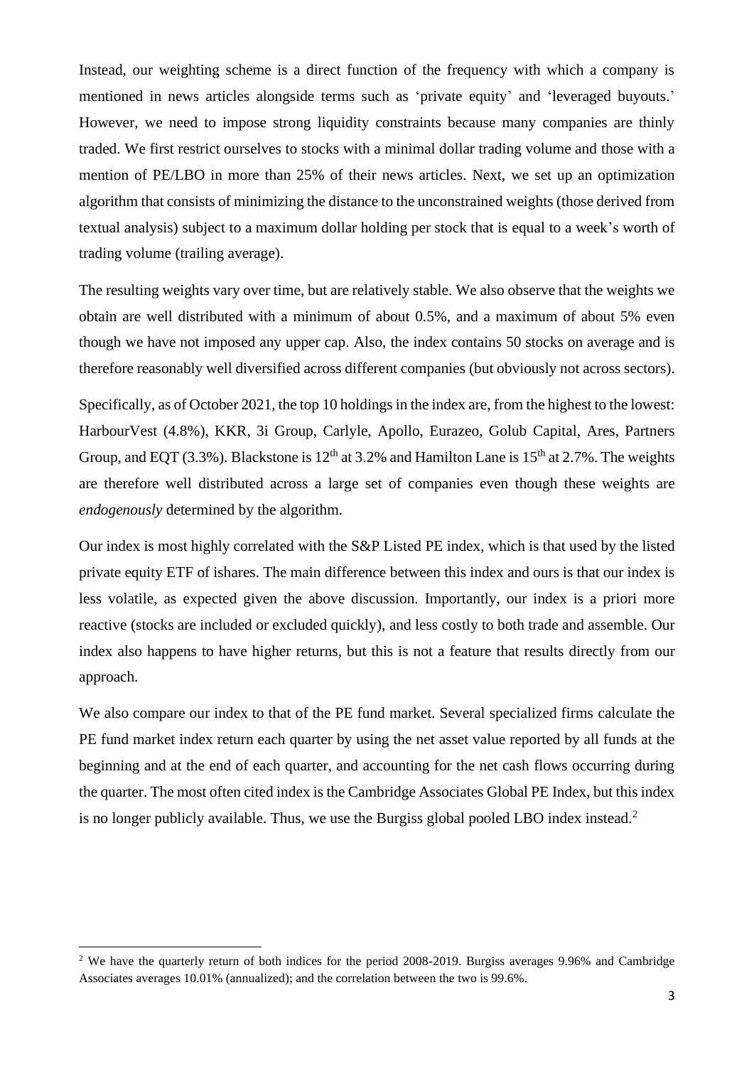Instead, our weighting scheme is a direct function of the frequency with which a company is mentioned in news articles alongside terms such as 'private equity' and 'leveraged buyouts.' However, we need to impose strong liquidity constraints because many companies are thinly traded. We first restrict ourselves to stocks with a minimal dollar trading volume and those with a mention of PE/LBO in more than 25% of their news articles. Next, we set up an optimization algorithm that consists of minimizing the distance to the unconstrained weights (those derived from textual analysis) subject to a maximum dollar holding per stock that is equal to a week's worth of trading volume (trailing average).

The resulting weights vary over time, but are relatively stable. We also observe that the weights we obtain are well distributed with a minimum of about 0.5%, and a maximum of about 5% even though we have not imposed any upper cap. Also, the index contains 50 stocks on average and is therefore reasonably well diversified across different companies (but obviously not across sectors).

Specifically, as of October 2021, the top 10 holdings in the index are, from the highest to the lowest: HarbourVest (4.8%), KKR, 3i Group, Carlyle, Apollo, Eurazeo, Golub Capital, Ares, Partners Group, and EQT (3.3%). Blackstone is 12th at 3.2% and Hamilton Lane is 15th at 2.7%. The weights are therefore well distributed across a large set of companies even though these weights are *endogenously* determined by the algorithm.

Our index is most highly correlated with the S&P Listed PE index, which is that used by the listed private equity ETF of ishares. The main difference between this index and ours is that our index is less volatile, as expected given the above discussion. Importantly, our index is a priori more reactive (stocks are included or excluded quickly), and less costly to both trade and assemble. Our index also happens to have higher returns, but this is not a feature that results directly from our approach.

We also compare our index to that of the PE fund market. Several specialized firms calculate the PE fund market index return each quarter by using the net asset value reported by all funds at the beginning and at the end of each quarter, and accounting for the net cash flows occurring during the quarter. The most often cited index is the Cambridge Associates Global PE Index, but this index is no longer publicly available. Thus, we use the Burgiss global pooled LBO index instead.[2]

[2] We have the quarterly return of both indices for the period 2008-2019. Burgiss averages 9.96% and Cambridge Associates averages 10.01% (annualized); and the correlation between the two is 99.6%.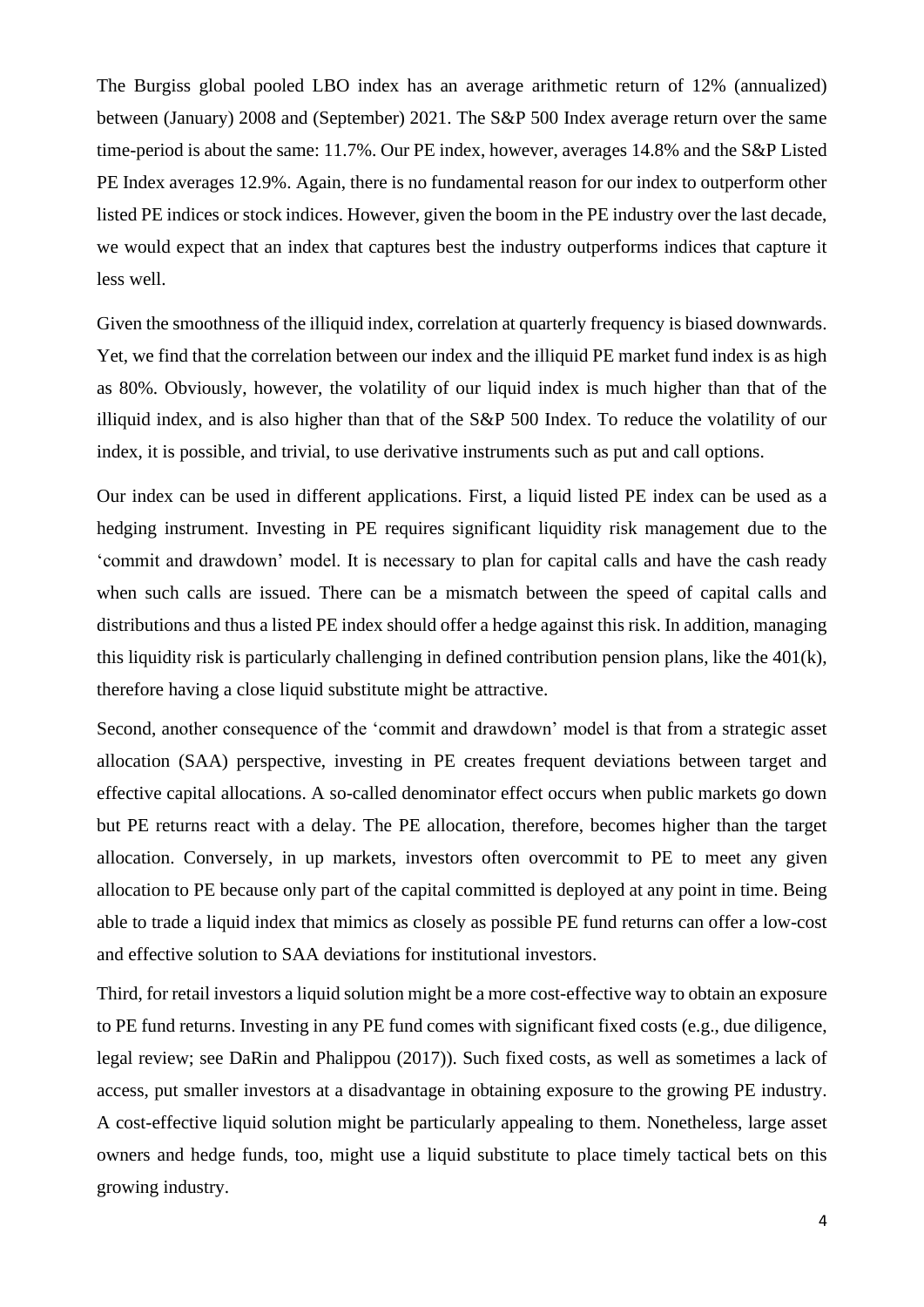The Burgiss global pooled LBO index has an average arithmetic return of 12% (annualized) between (January) 2008 and (September) 2021. The S&P 500 Index average return over the same time-period is about the same: 11.7%. Our PE index, however, averages 14.8% and the S&P Listed PE Index averages 12.9%. Again, there is no fundamental reason for our index to outperform other listed PE indices or stock indices. However, given the boom in the PE industry over the last decade, we would expect that an index that captures best the industry outperforms indices that capture it less well.

Given the smoothness of the illiquid index, correlation at quarterly frequency is biased downwards. Yet, we find that the correlation between our index and the illiquid PE market fund index is as high as 80%. Obviously, however, the volatility of our liquid index is much higher than that of the illiquid index, and is also higher than that of the S&P 500 Index. To reduce the volatility of our index, it is possible, and trivial, to use derivative instruments such as put and call options.

Our index can be used in different applications. First, a liquid listed PE index can be used as a hedging instrument. Investing in PE requires significant liquidity risk management due to the 'commit and drawdown' model. It is necessary to plan for capital calls and have the cash ready when such calls are issued. There can be a mismatch between the speed of capital calls and distributions and thus a listed PE index should offer a hedge against this risk. In addition, managing this liquidity risk is particularly challenging in defined contribution pension plans, like the 401(k), therefore having a close liquid substitute might be attractive.

Second, another consequence of the 'commit and drawdown' model is that from a strategic asset allocation (SAA) perspective, investing in PE creates frequent deviations between target and effective capital allocations. A so-called denominator effect occurs when public markets go down but PE returns react with a delay. The PE allocation, therefore, becomes higher than the target allocation. Conversely, in up markets, investors often overcommit to PE to meet any given allocation to PE because only part of the capital committed is deployed at any point in time. Being able to trade a liquid index that mimics as closely as possible PE fund returns can offer a low-cost and effective solution to SAA deviations for institutional investors.

Third, for retail investors a liquid solution might be a more cost-effective way to obtain an exposure to PE fund returns. Investing in any PE fund comes with significant fixed costs (e.g., due diligence, legal review; see DaRin and Phalippou (2017)). Such fixed costs, as well as sometimes a lack of access, put smaller investors at a disadvantage in obtaining exposure to the growing PE industry. A cost-effective liquid solution might be particularly appealing to them. Nonetheless, large asset owners and hedge funds, too, might use a liquid substitute to place timely tactical bets on this growing industry.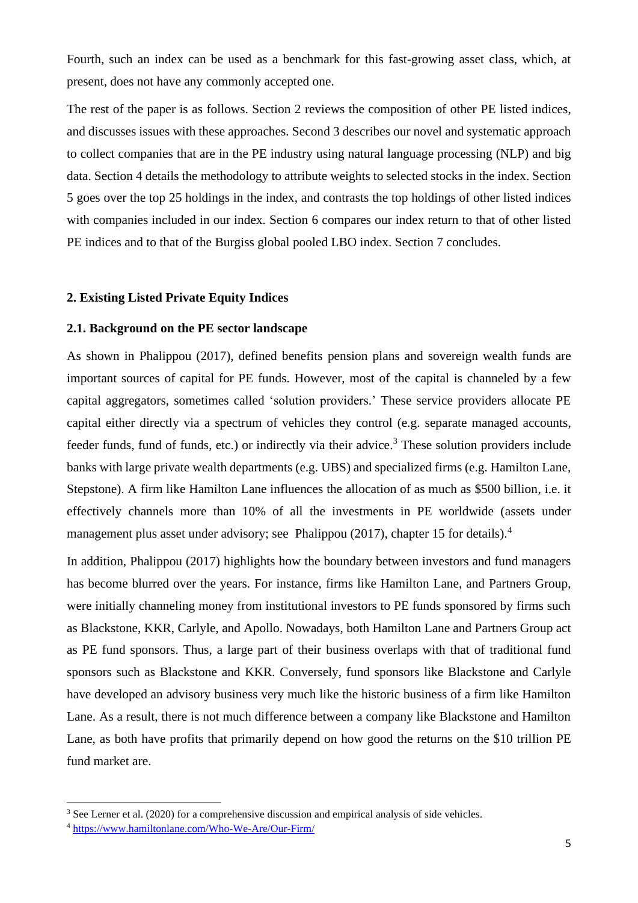Fourth, such an index can be used as a benchmark for this fast-growing asset class, which, at present, does not have any commonly accepted one.

The rest of the paper is as follows. Section 2 reviews the composition of other PE listed indices, and discusses issues with these approaches. Second 3 describes our novel and systematic approach to collect companies that are in the PE industry using natural language processing (NLP) and big data. Section 4 details the methodology to attribute weights to selected stocks in the index. Section 5 goes over the top 25 holdings in the index, and contrasts the top holdings of other listed indices with companies included in our index. Section 6 compares our index return to that of other listed PE indices and to that of the Burgiss global pooled LBO index. Section 7 concludes.

## 2. Existing Listed Private Equity Indices

### 2.1. Background on the PE sector landscape

As shown in Phalippou (2017), defined benefits pension plans and sovereign wealth funds are important sources of capital for PE funds. However, most of the capital is channeled by a few capital aggregators, sometimes called 'solution providers.' These service providers allocate PE capital either directly via a spectrum of vehicles they control (e.g. separate managed accounts, feeder funds, fund of funds, etc.) or indirectly via their advice.[3] These solution providers include banks with large private wealth departments (e.g. UBS) and specialized firms (e.g. Hamilton Lane, Stepstone). A firm like Hamilton Lane influences the allocation of as much as $500 billion, i.e. it effectively channels more than 10% of all the investments in PE worldwide (assets under management plus asset under advisory; see Phalippou (2017), chapter 15 for details).[4]

In addition, Phalippou (2017) highlights how the boundary between investors and fund managers has become blurred over the years. For instance, firms like Hamilton Lane, and Partners Group, were initially channeling money from institutional investors to PE funds sponsored by firms such as Blackstone, KKR, Carlyle, and Apollo. Nowadays, both Hamilton Lane and Partners Group act as PE fund sponsors. Thus, a large part of their business overlaps with that of traditional fund sponsors such as Blackstone and KKR. Conversely, fund sponsors like Blackstone and Carlyle have developed an advisory business very much like the historic business of a firm like Hamilton Lane. As a result, there is not much difference between a company like Blackstone and Hamilton Lane, as both have profits that primarily depend on how good the returns on the $10 trillion PE fund market are.

---

[3] See Lerner et al. (2020) for a comprehensive discussion and empirical analysis of side vehicles.

[4] https://www.hamiltonlane.com/Who-We-Are/Our-Firm/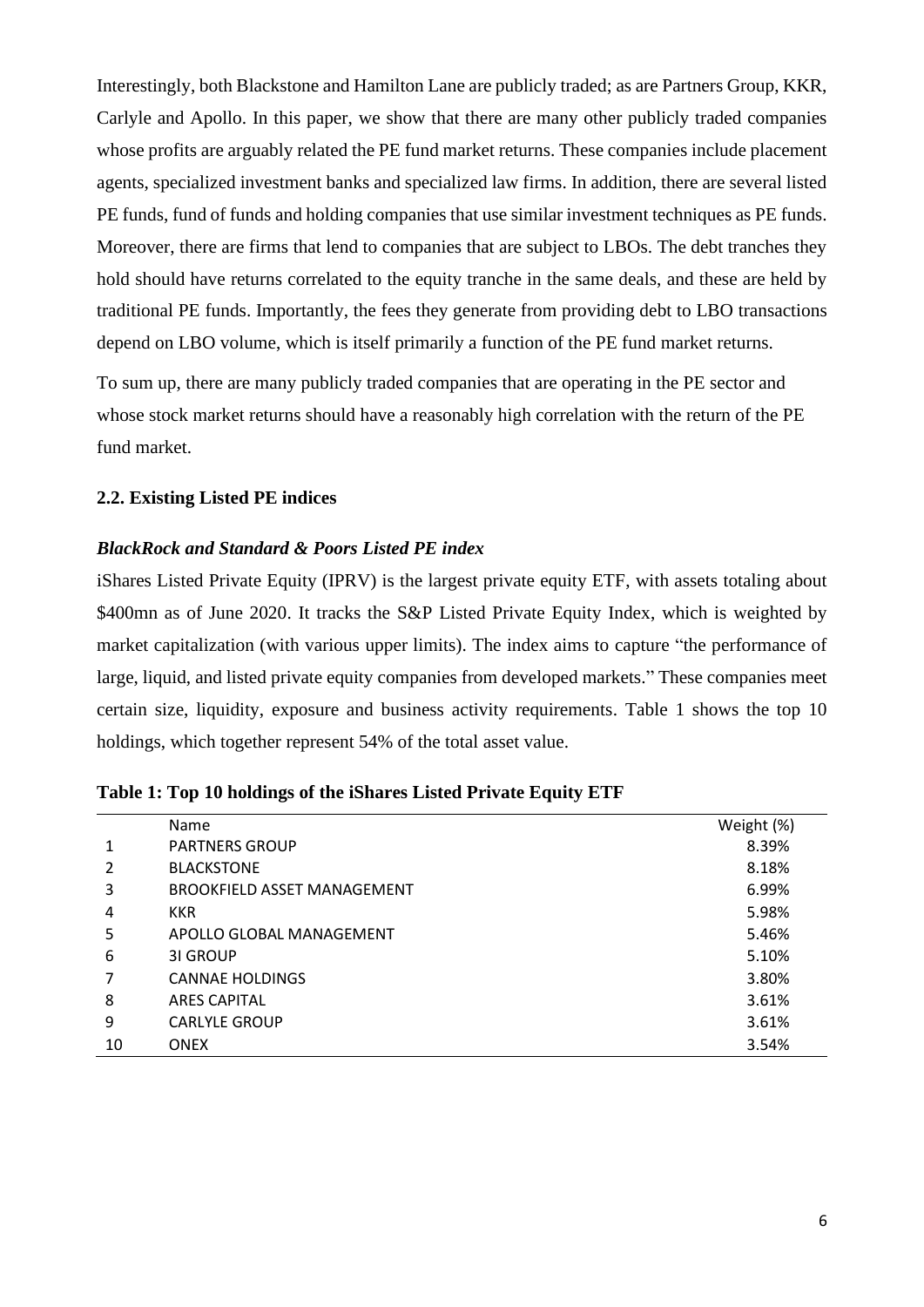Interestingly, both Blackstone and Hamilton Lane are publicly traded; as are Partners Group, KKR, Carlyle and Apollo. In this paper, we show that there are many other publicly traded companies whose profits are arguably related the PE fund market returns. These companies include placement agents, specialized investment banks and specialized law firms. In addition, there are several listed PE funds, fund of funds and holding companies that use similar investment techniques as PE funds. Moreover, there are firms that lend to companies that are subject to LBOs. The debt tranches they hold should have returns correlated to the equity tranche in the same deals, and these are held by traditional PE funds. Importantly, the fees they generate from providing debt to LBO transactions depend on LBO volume, which is itself primarily a function of the PE fund market returns.

To sum up, there are many publicly traded companies that are operating in the PE sector and whose stock market returns should have a reasonably high correlation with the return of the PE fund market.

### 2.2. Existing Listed PE indices

***BlackRock and Standard & Poors Listed PE index***

iShares Listed Private Equity (IPRV) is the largest private equity ETF, with assets totaling about \$400mn as of June 2020. It tracks the S&P Listed Private Equity Index, which is weighted by market capitalization (with various upper limits). The index aims to capture "the performance of large, liquid, and listed private equity companies from developed markets." These companies meet certain size, liquidity, exposure and business activity requirements. Table 1 shows the top 10 holdings, which together represent 54% of the total asset value.

**Table 1: Top 10 holdings of the iShares Listed Private Equity ETF**

| | Name | Weight (%) |
|---|---|---|
| 1 | PARTNERS GROUP | 8.39% |
| 2 | BLACKSTONE | 8.18% |
| 3 | BROOKFIELD ASSET MANAGEMENT | 6.99% |
| 4 | KKR | 5.98% |
| 5 | APOLLO GLOBAL MANAGEMENT | 5.46% |
| 6 | 3I GROUP | 5.10% |
| 7 | CANNAE HOLDINGS | 3.80% |
| 8 | ARES CAPITAL | 3.61% |
| 9 | CARLYLE GROUP | 3.61% |
| 10 | ONEX | 3.54% |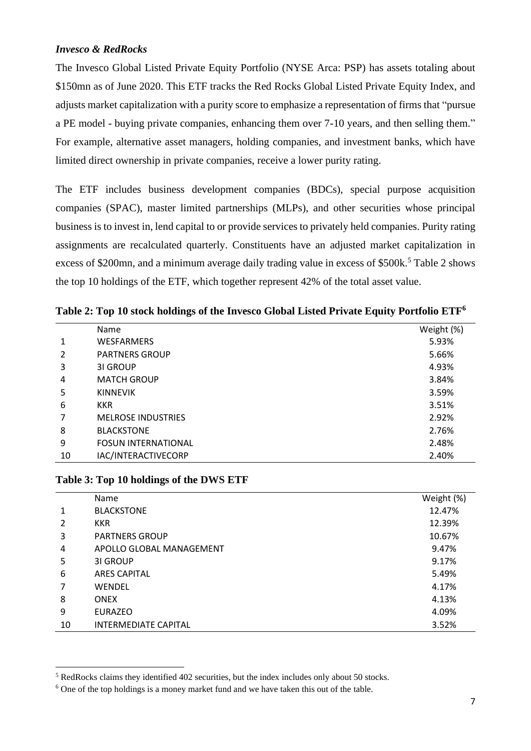### *Invesco & RedRocks*

The Invesco Global Listed Private Equity Portfolio (NYSE Arca: PSP) has assets totaling about \$150mn as of June 2020. This ETF tracks the Red Rocks Global Listed Private Equity Index, and adjusts market capitalization with a purity score to emphasize a representation of firms that "pursue a PE model - buying private companies, enhancing them over 7-10 years, and then selling them." For example, alternative asset managers, holding companies, and investment banks, which have limited direct ownership in private companies, receive a lower purity rating.

The ETF includes business development companies (BDCs), special purpose acquisition companies (SPAC), master limited partnerships (MLPs), and other securities whose principal business is to invest in, lend capital to or provide services to privately held companies. Purity rating assignments are recalculated quarterly. Constituents have an adjusted market capitalization in excess of \$200mn, and a minimum average daily trading value in excess of \$500k.[5] Table 2 shows the top 10 holdings of the ETF, which together represent 42% of the total asset value.

**Table 2: Top 10 stock holdings of the Invesco Global Listed Private Equity Portfolio ETF[6]**

| | Name | Weight (%) |
|---|---|---|
| 1 | WESFARMERS | 5.93% |
| 2 | PARTNERS GROUP | 5.66% |
| 3 | 3I GROUP | 4.93% |
| 4 | MATCH GROUP | 3.84% |
| 5 | KINNEVIK | 3.59% |
| 6 | KKR | 3.51% |
| 7 | MELROSE INDUSTRIES | 2.92% |
| 8 | BLACKSTONE | 2.76% |
| 9 | FOSUN INTERNATIONAL | 2.48% |
| 10 | IAC/INTERACTIVECORP | 2.40% |

**Table 3: Top 10 holdings of the DWS ETF**

| | Name | Weight (%) |
|---|---|---|
| 1 | BLACKSTONE | 12.47% |
| 2 | KKR | 12.39% |
| 3 | PARTNERS GROUP | 10.67% |
| 4 | APOLLO GLOBAL MANAGEMENT | 9.47% |
| 5 | 3I GROUP | 9.17% |
| 6 | ARES CAPITAL | 5.49% |
| 7 | WENDEL | 4.17% |
| 8 | ONEX | 4.13% |
| 9 | EURAZEO | 4.09% |
| 10 | INTERMEDIATE CAPITAL | 3.52% |

[5] RedRocks claims they identified 402 securities, but the index includes only about 50 stocks.

[6] One of the top holdings is a money market fund and we have taken this out of the table.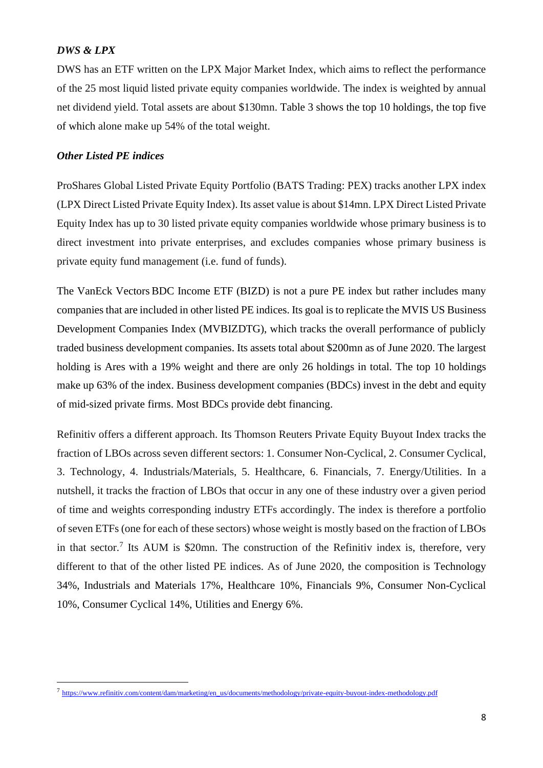***DWS & LPX***

DWS has an ETF written on the LPX Major Market Index, which aims to reflect the performance of the 25 most liquid listed private equity companies worldwide. The index is weighted by annual net dividend yield. Total assets are about \$130mn. Table 3 shows the top 10 holdings, the top five of which alone make up 54% of the total weight.

***Other Listed PE indices***

ProShares Global Listed Private Equity Portfolio (BATS Trading: PEX) tracks another LPX index (LPX Direct Listed Private Equity Index). Its asset value is about \$14mn. LPX Direct Listed Private Equity Index has up to 30 listed private equity companies worldwide whose primary business is to direct investment into private enterprises, and excludes companies whose primary business is private equity fund management (i.e. fund of funds).

The VanEck Vectors BDC Income ETF (BIZD) is not a pure PE index but rather includes many companies that are included in other listed PE indices. Its goal is to replicate the MVIS US Business Development Companies Index (MVBIZDTG), which tracks the overall performance of publicly traded business development companies. Its assets total about \$200mn as of June 2020. The largest holding is Ares with a 19% weight and there are only 26 holdings in total. The top 10 holdings make up 63% of the index. Business development companies (BDCs) invest in the debt and equity of mid-sized private firms. Most BDCs provide debt financing.

Refinitiv offers a different approach. Its Thomson Reuters Private Equity Buyout Index tracks the fraction of LBOs across seven different sectors: 1. Consumer Non-Cyclical, 2. Consumer Cyclical, 3. Technology, 4. Industrials/Materials, 5. Healthcare, 6. Financials, 7. Energy/Utilities. In a nutshell, it tracks the fraction of LBOs that occur in any one of these industry over a given period of time and weights corresponding industry ETFs accordingly. The index is therefore a portfolio of seven ETFs (one for each of these sectors) whose weight is mostly based on the fraction of LBOs in that sector.[7] Its AUM is \$20mn. The construction of the Refinitiv index is, therefore, very different to that of the other listed PE indices. As of June 2020, the composition is Technology 34%, Industrials and Materials 17%, Healthcare 10%, Financials 9%, Consumer Non-Cyclical 10%, Consumer Cyclical 14%, Utilities and Energy 6%.

---

[7] https://www.refinitiv.com/content/dam/marketing/en_us/documents/methodology/private-equity-buyout-index-methodology.pdf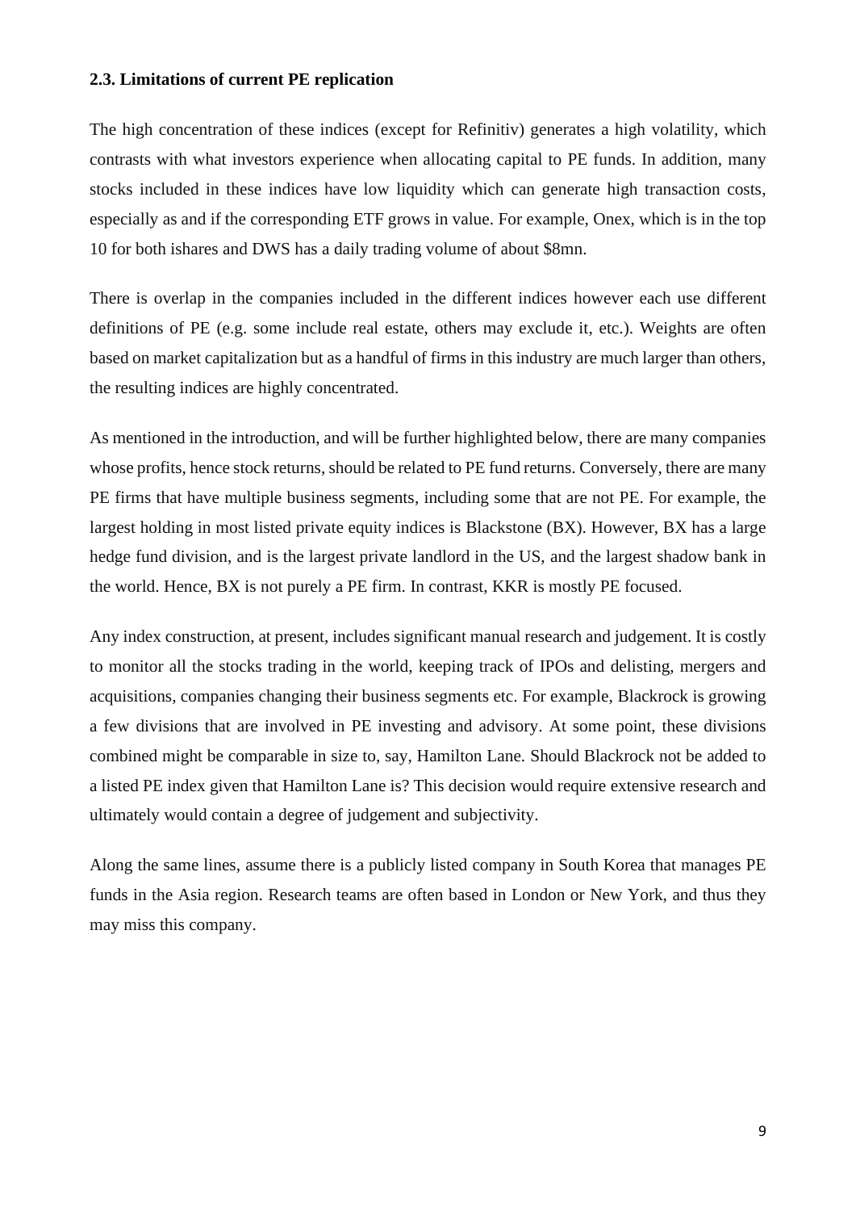### 2.3. Limitations of current PE replication

The high concentration of these indices (except for Refinitiv) generates a high volatility, which contrasts with what investors experience when allocating capital to PE funds. In addition, many stocks included in these indices have low liquidity which can generate high transaction costs, especially as and if the corresponding ETF grows in value. For example, Onex, which is in the top 10 for both ishares and DWS has a daily trading volume of about $8mn.

There is overlap in the companies included in the different indices however each use different definitions of PE (e.g. some include real estate, others may exclude it, etc.). Weights are often based on market capitalization but as a handful of firms in this industry are much larger than others, the resulting indices are highly concentrated.

As mentioned in the introduction, and will be further highlighted below, there are many companies whose profits, hence stock returns, should be related to PE fund returns. Conversely, there are many PE firms that have multiple business segments, including some that are not PE. For example, the largest holding in most listed private equity indices is Blackstone (BX). However, BX has a large hedge fund division, and is the largest private landlord in the US, and the largest shadow bank in the world. Hence, BX is not purely a PE firm. In contrast, KKR is mostly PE focused.

Any index construction, at present, includes significant manual research and judgement. It is costly to monitor all the stocks trading in the world, keeping track of IPOs and delisting, mergers and acquisitions, companies changing their business segments etc. For example, Blackrock is growing a few divisions that are involved in PE investing and advisory. At some point, these divisions combined might be comparable in size to, say, Hamilton Lane. Should Blackrock not be added to a listed PE index given that Hamilton Lane is? This decision would require extensive research and ultimately would contain a degree of judgement and subjectivity.

Along the same lines, assume there is a publicly listed company in South Korea that manages PE funds in the Asia region. Research teams are often based in London or New York, and thus they may miss this company.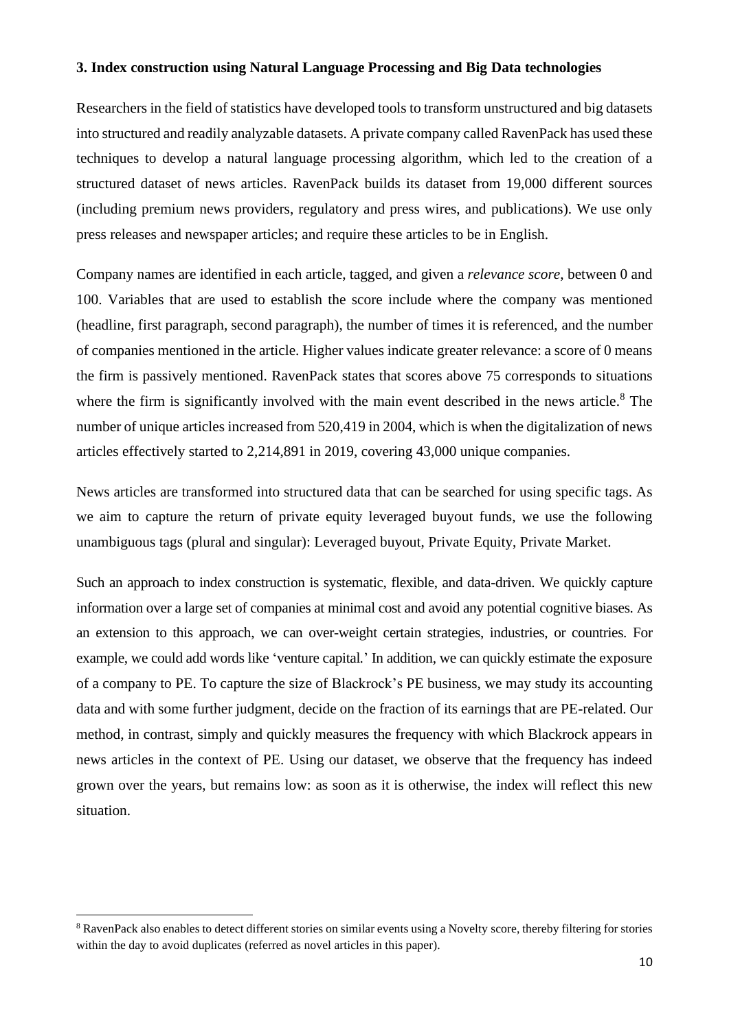### 3. Index construction using Natural Language Processing and Big Data technologies

Researchers in the field of statistics have developed tools to transform unstructured and big datasets into structured and readily analyzable datasets. A private company called RavenPack has used these techniques to develop a natural language processing algorithm, which led to the creation of a structured dataset of news articles. RavenPack builds its dataset from 19,000 different sources (including premium news providers, regulatory and press wires, and publications). We use only press releases and newspaper articles; and require these articles to be in English.

Company names are identified in each article, tagged, and given a *relevance score*, between 0 and 100. Variables that are used to establish the score include where the company was mentioned (headline, first paragraph, second paragraph), the number of times it is referenced, and the number of companies mentioned in the article. Higher values indicate greater relevance: a score of 0 means the firm is passively mentioned. RavenPack states that scores above 75 corresponds to situations where the firm is significantly involved with the main event described in the news article.[8] The number of unique articles increased from 520,419 in 2004, which is when the digitalization of news articles effectively started to 2,214,891 in 2019, covering 43,000 unique companies.

News articles are transformed into structured data that can be searched for using specific tags. As we aim to capture the return of private equity leveraged buyout funds, we use the following unambiguous tags (plural and singular): Leveraged buyout, Private Equity, Private Market.

Such an approach to index construction is systematic, flexible, and data-driven. We quickly capture information over a large set of companies at minimal cost and avoid any potential cognitive biases. As an extension to this approach, we can over-weight certain strategies, industries, or countries. For example, we could add words like 'venture capital.' In addition, we can quickly estimate the exposure of a company to PE. To capture the size of Blackrock's PE business, we may study its accounting data and with some further judgment, decide on the fraction of its earnings that are PE-related. Our method, in contrast, simply and quickly measures the frequency with which Blackrock appears in news articles in the context of PE. Using our dataset, we observe that the frequency has indeed grown over the years, but remains low: as soon as it is otherwise, the index will reflect this new situation.

[8] RavenPack also enables to detect different stories on similar events using a Novelty score, thereby filtering for stories within the day to avoid duplicates (referred as novel articles in this paper).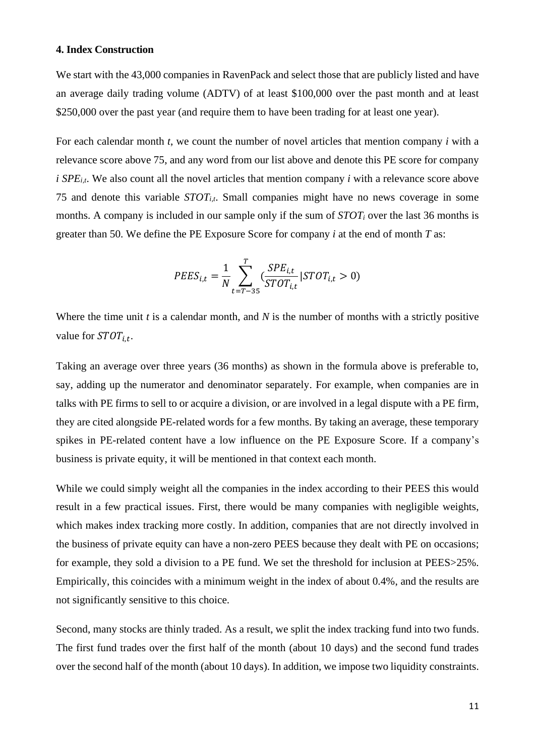**4. Index Construction**

We start with the 43,000 companies in RavenPack and select those that are publicly listed and have an average daily trading volume (ADTV) of at least \$100,000 over the past month and at least \$250,000 over the past year (and require them to have been trading for at least one year).

For each calendar month *t*, we count the number of novel articles that mention company *i* with a relevance score above 75, and any word from our list above and denote this PE score for company *i* $SPE_{i,t}$. We also count all the novel articles that mention company *i* with a relevance score above 75 and denote this variable $STOT_{i,t}$. Small companies might have no news coverage in some months. A company is included in our sample only if the sum of $STOT_i$ over the last 36 months is greater than 50. We define the PE Exposure Score for company *i* at the end of month *T* as:

$$PEES_{i,t} = \frac{1}{N} \sum_{t=T-35}^{T} \left( \frac{SPE_{i,t}}{STOT_{i,t}} | STOT_{i,t} > 0 \right)$$

Where the time unit *t* is a calendar month, and *N* is the number of months with a strictly positive value for $STOT_{i,t}$.

Taking an average over three years (36 months) as shown in the formula above is preferable to, say, adding up the numerator and denominator separately. For example, when companies are in talks with PE firms to sell to or acquire a division, or are involved in a legal dispute with a PE firm, they are cited alongside PE-related words for a few months. By taking an average, these temporary spikes in PE-related content have a low influence on the PE Exposure Score. If a company's business is private equity, it will be mentioned in that context each month.

While we could simply weight all the companies in the index according to their PEES this would result in a few practical issues. First, there would be many companies with negligible weights, which makes index tracking more costly. In addition, companies that are not directly involved in the business of private equity can have a non-zero PEES because they dealt with PE on occasions; for example, they sold a division to a PE fund. We set the threshold for inclusion at PEES>25%. Empirically, this coincides with a minimum weight in the index of about 0.4%, and the results are not significantly sensitive to this choice.

Second, many stocks are thinly traded. As a result, we split the index tracking fund into two funds. The first fund trades over the first half of the month (about 10 days) and the second fund trades over the second half of the month (about 10 days). In addition, we impose two liquidity constraints.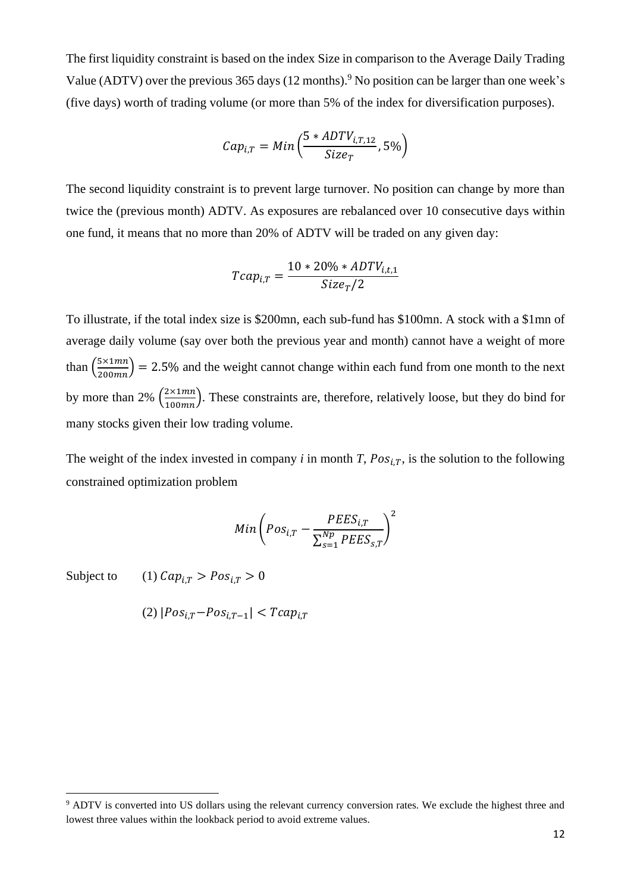The first liquidity constraint is based on the index Size in comparison to the Average Daily Trading Value (ADTV) over the previous 365 days (12 months).[9] No position can be larger than one week's (five days) worth of trading volume (or more than 5% of the index for diversification purposes).

$$Cap_{i,T} = Min\left(\frac{5 * ADTV_{i,T,12}}{Size_T}, 5\%\right)$$

The second liquidity constraint is to prevent large turnover. No position can change by more than twice the (previous month) ADTV. As exposures are rebalanced over 10 consecutive days within one fund, it means that no more than 20% of ADTV will be traded on any given day:

$$Tcap_{i,T} = \frac{10 * 20\% * ADTV_{i,t,1}}{Size_T/2}$$

To illustrate, if the total index size is \$200mn, each sub-fund has \$100mn. A stock with a \$1mn of average daily volume (say over both the previous year and month) cannot have a weight of more than $\left(\frac{5 \times 1mn}{200mn}\right) = 2.5\%$ and the weight cannot change within each fund from one month to the next by more than 2% $\left(\frac{2 \times 1mn}{100mn}\right)$. These constraints are, therefore, relatively loose, but they do bind for many stocks given their low trading volume.

The weight of the index invested in company *i* in month *T*, $Pos_{i,T}$, is the solution to the following constrained optimization problem

$$Min\left(Pos_{i,T} - \frac{PEES_{i,T}}{\sum_{s=1}^{Np} PEES_{s,T}}\right)^2$$

Subject to (1) $Cap_{i,T} > Pos_{i,T} > 0$

(2) $|Pos_{i,T} - Pos_{i,T-1}| < Tcap_{i,T}$

---

[9] ADTV is converted into US dollars using the relevant currency conversion rates. We exclude the highest three and lowest three values within the lookback period to avoid extreme values.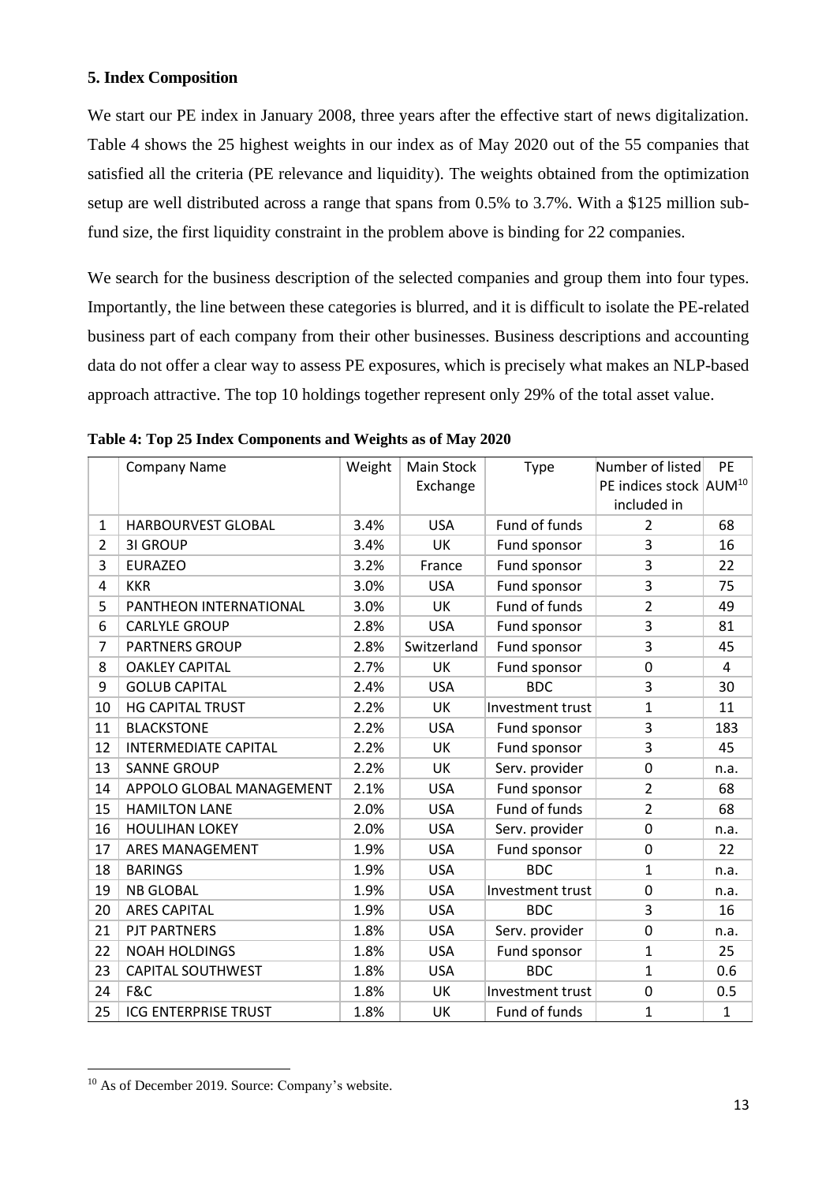## 5. Index Composition

We start our PE index in January 2008, three years after the effective start of news digitalization. Table 4 shows the 25 highest weights in our index as of May 2020 out of the 55 companies that satisfied all the criteria (PE relevance and liquidity). The weights obtained from the optimization setup are well distributed across a range that spans from 0.5% to 3.7%. With a $125 million sub-fund size, the first liquidity constraint in the problem above is binding for 22 companies.

We search for the business description of the selected companies and group them into four types. Importantly, the line between these categories is blurred, and it is difficult to isolate the PE-related business part of each company from their other businesses. Business descriptions and accounting data do not offer a clear way to assess PE exposures, which is precisely what makes an NLP-based approach attractive. The top 10 holdings together represent only 29% of the total asset value.

**Table 4: Top 25 Index Components and Weights as of May 2020**

| | Company Name | Weight | Main Stock Exchange | Type | Number of listed PE indices stock included in | PE AUM[10] |
|---|---|---|---|---|---|---|
| 1 | HARBOURVEST GLOBAL | 3.4% | USA | Fund of funds | 2 | 68 |
| 2 | 3I GROUP | 3.4% | UK | Fund sponsor | 3 | 16 |
| 3 | EURAZEO | 3.2% | France | Fund sponsor | 3 | 22 |
| 4 | KKR | 3.0% | USA | Fund sponsor | 3 | 75 |
| 5 | PANTHEON INTERNATIONAL | 3.0% | UK | Fund of funds | 2 | 49 |
| 6 | CARLYLE GROUP | 2.8% | USA | Fund sponsor | 3 | 81 |
| 7 | PARTNERS GROUP | 2.8% | Switzerland | Fund sponsor | 3 | 45 |
| 8 | OAKLEY CAPITAL | 2.7% | UK | Fund sponsor | 0 | 4 |
| 9 | GOLUB CAPITAL | 2.4% | USA | BDC | 3 | 30 |
| 10 | HG CAPITAL TRUST | 2.2% | UK | Investment trust | 1 | 11 |
| 11 | BLACKSTONE | 2.2% | USA | Fund sponsor | 3 | 183 |
| 12 | INTERMEDIATE CAPITAL | 2.2% | UK | Fund sponsor | 3 | 45 |
| 13 | SANNE GROUP | 2.2% | UK | Serv. provider | 0 | n.a. |
| 14 | APPOLO GLOBAL MANAGEMENT | 2.1% | USA | Fund sponsor | 2 | 68 |
| 15 | HAMILTON LANE | 2.0% | USA | Fund of funds | 2 | 68 |
| 16 | HOULIHAN LOKEY | 2.0% | USA | Serv. provider | 0 | n.a. |
| 17 | ARES MANAGEMENT | 1.9% | USA | Fund sponsor | 0 | 22 |
| 18 | BARINGS | 1.9% | USA | BDC | 1 | n.a. |
| 19 | NB GLOBAL | 1.9% | USA | Investment trust | 0 | n.a. |
| 20 | ARES CAPITAL | 1.9% | USA | BDC | 3 | 16 |
| 21 | PJT PARTNERS | 1.8% | USA | Serv. provider | 0 | n.a. |
| 22 | NOAH HOLDINGS | 1.8% | USA | Fund sponsor | 1 | 25 |
| 23 | CAPITAL SOUTHWEST | 1.8% | USA | BDC | 1 | 0.6 |
| 24 | F&C | 1.8% | UK | Investment trust | 0 | 0.5 |
| 25 | ICG ENTERPRISE TRUST | 1.8% | UK | Fund of funds | 1 | 1 |

[10] As of December 2019. Source: Company's website.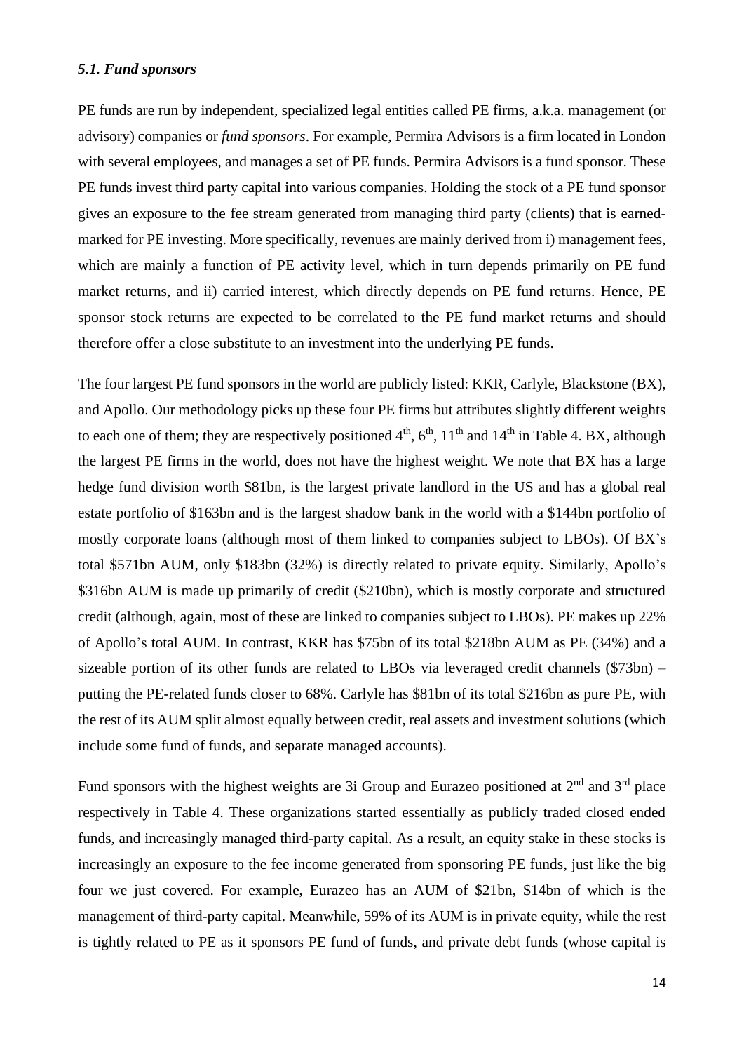### *5.1. Fund sponsors*

PE funds are run by independent, specialized legal entities called PE firms, a.k.a. management (or advisory) companies or *fund sponsors*. For example, Permira Advisors is a firm located in London with several employees, and manages a set of PE funds. Permira Advisors is a fund sponsor. These PE funds invest third party capital into various companies. Holding the stock of a PE fund sponsor gives an exposure to the fee stream generated from managing third party (clients) that is earned-marked for PE investing. More specifically, revenues are mainly derived from i) management fees, which are mainly a function of PE activity level, which in turn depends primarily on PE fund market returns, and ii) carried interest, which directly depends on PE fund returns. Hence, PE sponsor stock returns are expected to be correlated to the PE fund market returns and should therefore offer a close substitute to an investment into the underlying PE funds.

The four largest PE fund sponsors in the world are publicly listed: KKR, Carlyle, Blackstone (BX), and Apollo. Our methodology picks up these four PE firms but attributes slightly different weights to each one of them; they are respectively positioned 4th, 6th, 11th and 14th in Table 4. BX, although the largest PE firms in the world, does not have the highest weight. We note that BX has a large hedge fund division worth \$81bn, is the largest private landlord in the US and has a global real estate portfolio of \$163bn and is the largest shadow bank in the world with a \$144bn portfolio of mostly corporate loans (although most of them linked to companies subject to LBOs). Of BX's total \$571bn AUM, only \$183bn (32%) is directly related to private equity. Similarly, Apollo's \$316bn AUM is made up primarily of credit (\$210bn), which is mostly corporate and structured credit (although, again, most of these are linked to companies subject to LBOs). PE makes up 22% of Apollo's total AUM. In contrast, KKR has \$75bn of its total \$218bn AUM as PE (34%) and a sizeable portion of its other funds are related to LBOs via leveraged credit channels (\$73bn) – putting the PE-related funds closer to 68%. Carlyle has \$81bn of its total \$216bn as pure PE, with the rest of its AUM split almost equally between credit, real assets and investment solutions (which include some fund of funds, and separate managed accounts).

Fund sponsors with the highest weights are 3i Group and Eurazeo positioned at 2nd and 3rd place respectively in Table 4. These organizations started essentially as publicly traded closed ended funds, and increasingly managed third-party capital. As a result, an equity stake in these stocks is increasingly an exposure to the fee income generated from sponsoring PE funds, just like the big four we just covered. For example, Eurazeo has an AUM of \$21bn, \$14bn of which is the management of third-party capital. Meanwhile, 59% of its AUM is in private equity, while the rest is tightly related to PE as it sponsors PE fund of funds, and private debt funds (whose capital is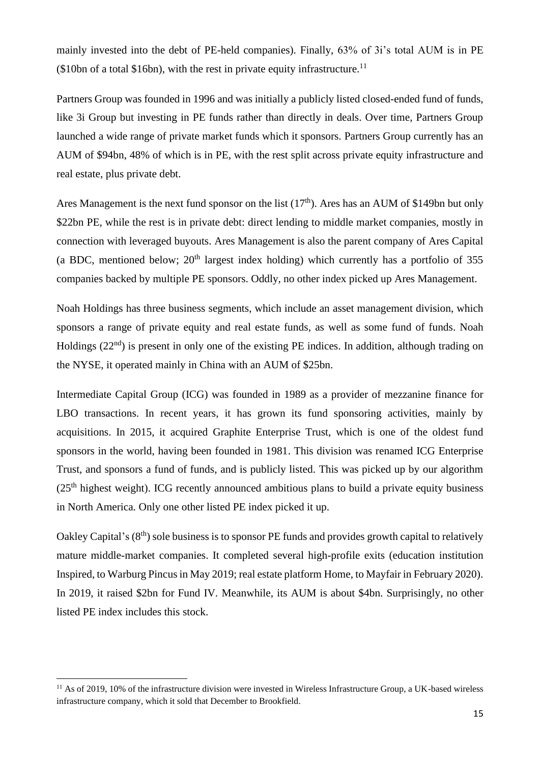mainly invested into the debt of PE-held companies). Finally, 63% of 3i's total AUM is in PE ($10bn of a total $16bn), with the rest in private equity infrastructure.[11]

Partners Group was founded in 1996 and was initially a publicly listed closed-ended fund of funds, like 3i Group but investing in PE funds rather than directly in deals. Over time, Partners Group launched a wide range of private market funds which it sponsors. Partners Group currently has an AUM of $94bn, 48% of which is in PE, with the rest split across private equity infrastructure and real estate, plus private debt.

Ares Management is the next fund sponsor on the list (17th). Ares has an AUM of $149bn but only $22bn PE, while the rest is in private debt: direct lending to middle market companies, mostly in connection with leveraged buyouts. Ares Management is also the parent company of Ares Capital (a BDC, mentioned below; 20th largest index holding) which currently has a portfolio of 355 companies backed by multiple PE sponsors. Oddly, no other index picked up Ares Management.

Noah Holdings has three business segments, which include an asset management division, which sponsors a range of private equity and real estate funds, as well as some fund of funds. Noah Holdings (22nd) is present in only one of the existing PE indices. In addition, although trading on the NYSE, it operated mainly in China with an AUM of $25bn.

Intermediate Capital Group (ICG) was founded in 1989 as a provider of mezzanine finance for LBO transactions. In recent years, it has grown its fund sponsoring activities, mainly by acquisitions. In 2015, it acquired Graphite Enterprise Trust, which is one of the oldest fund sponsors in the world, having been founded in 1981. This division was renamed ICG Enterprise Trust, and sponsors a fund of funds, and is publicly listed. This was picked up by our algorithm (25th highest weight). ICG recently announced ambitious plans to build a private equity business in North America. Only one other listed PE index picked it up.

Oakley Capital's (8th) sole business is to sponsor PE funds and provides growth capital to relatively mature middle-market companies. It completed several high-profile exits (education institution Inspired, to Warburg Pincus in May 2019; real estate platform Home, to Mayfair in February 2020). In 2019, it raised $2bn for Fund IV. Meanwhile, its AUM is about $4bn. Surprisingly, no other listed PE index includes this stock.

---

[11] As of 2019, 10% of the infrastructure division were invested in Wireless Infrastructure Group, a UK-based wireless infrastructure company, which it sold that December to Brookfield.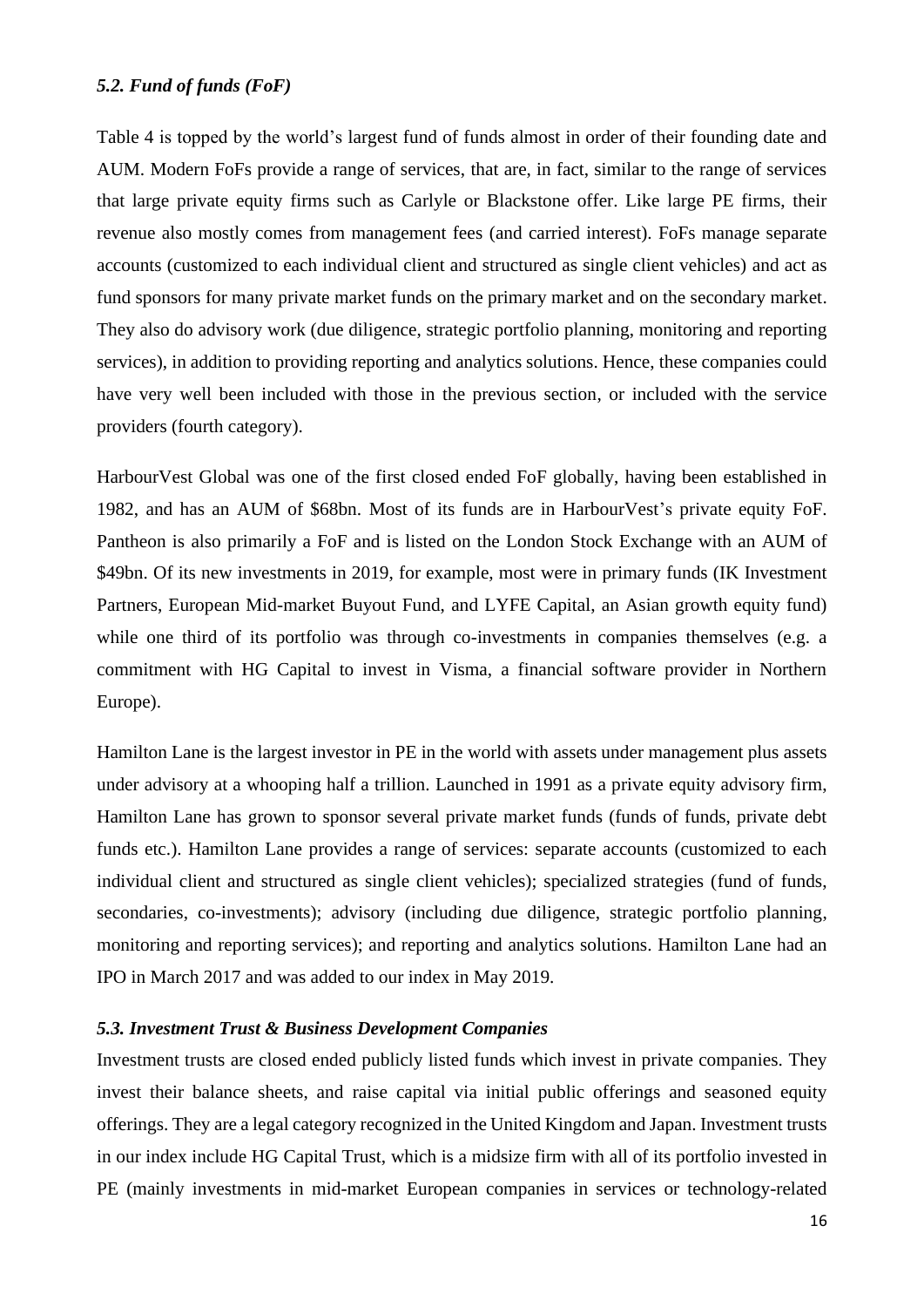### *5.2. Fund of funds (FoF)*

Table 4 is topped by the world's largest fund of funds almost in order of their founding date and AUM. Modern FoFs provide a range of services, that are, in fact, similar to the range of services that large private equity firms such as Carlyle or Blackstone offer. Like large PE firms, their revenue also mostly comes from management fees (and carried interest). FoFs manage separate accounts (customized to each individual client and structured as single client vehicles) and act as fund sponsors for many private market funds on the primary market and on the secondary market. They also do advisory work (due diligence, strategic portfolio planning, monitoring and reporting services), in addition to providing reporting and analytics solutions. Hence, these companies could have very well been included with those in the previous section, or included with the service providers (fourth category).

HarbourVest Global was one of the first closed ended FoF globally, having been established in 1982, and has an AUM of $68bn. Most of its funds are in HarbourVest's private equity FoF. Pantheon is also primarily a FoF and is listed on the London Stock Exchange with an AUM of $49bn. Of its new investments in 2019, for example, most were in primary funds (IK Investment Partners, European Mid-market Buyout Fund, and LYFE Capital, an Asian growth equity fund) while one third of its portfolio was through co-investments in companies themselves (e.g. a commitment with HG Capital to invest in Visma, a financial software provider in Northern Europe).

Hamilton Lane is the largest investor in PE in the world with assets under management plus assets under advisory at a whooping half a trillion. Launched in 1991 as a private equity advisory firm, Hamilton Lane has grown to sponsor several private market funds (funds of funds, private debt funds etc.). Hamilton Lane provides a range of services: separate accounts (customized to each individual client and structured as single client vehicles); specialized strategies (fund of funds, secondaries, co-investments); advisory (including due diligence, strategic portfolio planning, monitoring and reporting services); and reporting and analytics solutions. Hamilton Lane had an IPO in March 2017 and was added to our index in May 2019.

### *5.3. Investment Trust & Business Development Companies*

Investment trusts are closed ended publicly listed funds which invest in private companies. They invest their balance sheets, and raise capital via initial public offerings and seasoned equity offerings. They are a legal category recognized in the United Kingdom and Japan. Investment trusts in our index include HG Capital Trust, which is a midsize firm with all of its portfolio invested in PE (mainly investments in mid-market European companies in services or technology-related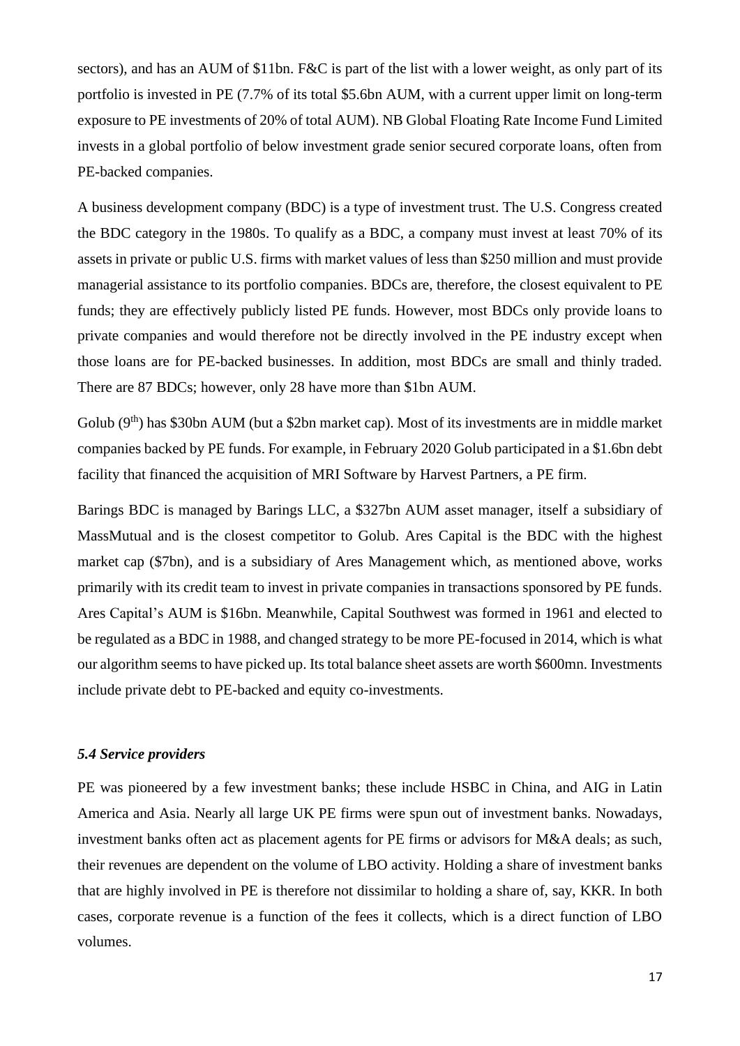sectors), and has an AUM of $11bn. F&C is part of the list with a lower weight, as only part of its portfolio is invested in PE (7.7% of its total $5.6bn AUM, with a current upper limit on long-term exposure to PE investments of 20% of total AUM). NB Global Floating Rate Income Fund Limited invests in a global portfolio of below investment grade senior secured corporate loans, often from PE-backed companies.

A business development company (BDC) is a type of investment trust. The U.S. Congress created the BDC category in the 1980s. To qualify as a BDC, a company must invest at least 70% of its assets in private or public U.S. firms with market values of less than $250 million and must provide managerial assistance to its portfolio companies. BDCs are, therefore, the closest equivalent to PE funds; they are effectively publicly listed PE funds. However, most BDCs only provide loans to private companies and would therefore not be directly involved in the PE industry except when those loans are for PE-backed businesses. In addition, most BDCs are small and thinly traded. There are 87 BDCs; however, only 28 have more than $1bn AUM.

Golub (9th) has $30bn AUM (but a $2bn market cap). Most of its investments are in middle market companies backed by PE funds. For example, in February 2020 Golub participated in a $1.6bn debt facility that financed the acquisition of MRI Software by Harvest Partners, a PE firm.

Barings BDC is managed by Barings LLC, a $327bn AUM asset manager, itself a subsidiary of MassMutual and is the closest competitor to Golub. Ares Capital is the BDC with the highest market cap ($7bn), and is a subsidiary of Ares Management which, as mentioned above, works primarily with its credit team to invest in private companies in transactions sponsored by PE funds. Ares Capital's AUM is $16bn. Meanwhile, Capital Southwest was formed in 1961 and elected to be regulated as a BDC in 1988, and changed strategy to be more PE-focused in 2014, which is what our algorithm seems to have picked up. Its total balance sheet assets are worth $600mn. Investments include private debt to PE-backed and equity co-investments.

### *5.4 Service providers*

PE was pioneered by a few investment banks; these include HSBC in China, and AIG in Latin America and Asia. Nearly all large UK PE firms were spun out of investment banks. Nowadays, investment banks often act as placement agents for PE firms or advisors for M&A deals; as such, their revenues are dependent on the volume of LBO activity. Holding a share of investment banks that are highly involved in PE is therefore not dissimilar to holding a share of, say, KKR. In both cases, corporate revenue is a function of the fees it collects, which is a direct function of LBO volumes.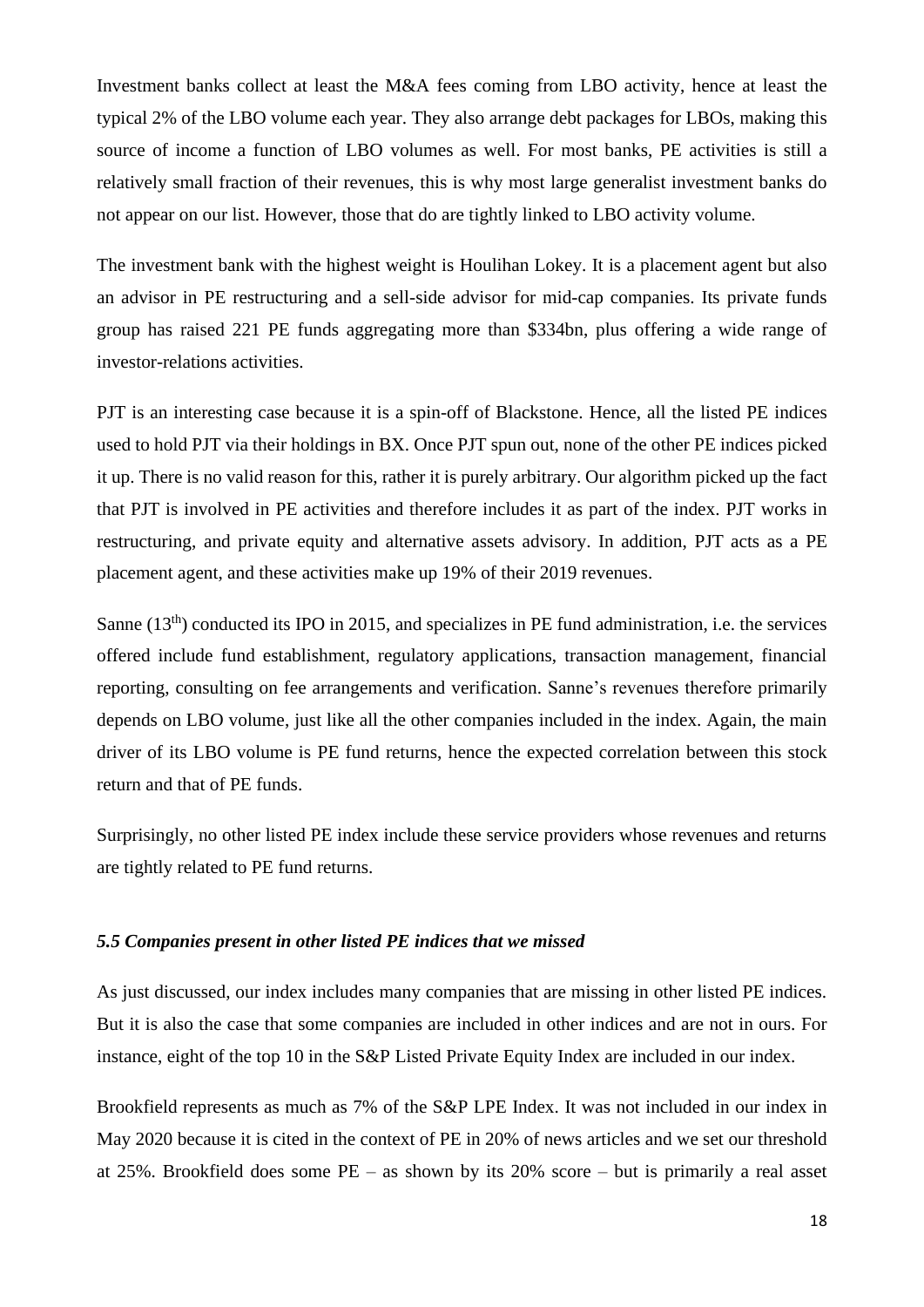Investment banks collect at least the M&A fees coming from LBO activity, hence at least the typical 2% of the LBO volume each year. They also arrange debt packages for LBOs, making this source of income a function of LBO volumes as well. For most banks, PE activities is still a relatively small fraction of their revenues, this is why most large generalist investment banks do not appear on our list. However, those that do are tightly linked to LBO activity volume.

The investment bank with the highest weight is Houlihan Lokey. It is a placement agent but also an advisor in PE restructuring and a sell-side advisor for mid-cap companies. Its private funds group has raised 221 PE funds aggregating more than \$334bn, plus offering a wide range of investor-relations activities.

PJT is an interesting case because it is a spin-off of Blackstone. Hence, all the listed PE indices used to hold PJT via their holdings in BX. Once PJT spun out, none of the other PE indices picked it up. There is no valid reason for this, rather it is purely arbitrary. Our algorithm picked up the fact that PJT is involved in PE activities and therefore includes it as part of the index. PJT works in restructuring, and private equity and alternative assets advisory. In addition, PJT acts as a PE placement agent, and these activities make up 19% of their 2019 revenues.

Sanne (13$^{th}$) conducted its IPO in 2015, and specializes in PE fund administration, i.e. the services offered include fund establishment, regulatory applications, transaction management, financial reporting, consulting on fee arrangements and verification. Sanne's revenues therefore primarily depends on LBO volume, just like all the other companies included in the index. Again, the main driver of its LBO volume is PE fund returns, hence the expected correlation between this stock return and that of PE funds.

Surprisingly, no other listed PE index include these service providers whose revenues and returns are tightly related to PE fund returns.

### *5.5 Companies present in other listed PE indices that we missed*

As just discussed, our index includes many companies that are missing in other listed PE indices. But it is also the case that some companies are included in other indices and are not in ours. For instance, eight of the top 10 in the S&P Listed Private Equity Index are included in our index.

Brookfield represents as much as 7% of the S&P LPE Index. It was not included in our index in May 2020 because it is cited in the context of PE in 20% of news articles and we set our threshold at 25%. Brookfield does some PE – as shown by its 20% score – but is primarily a real asset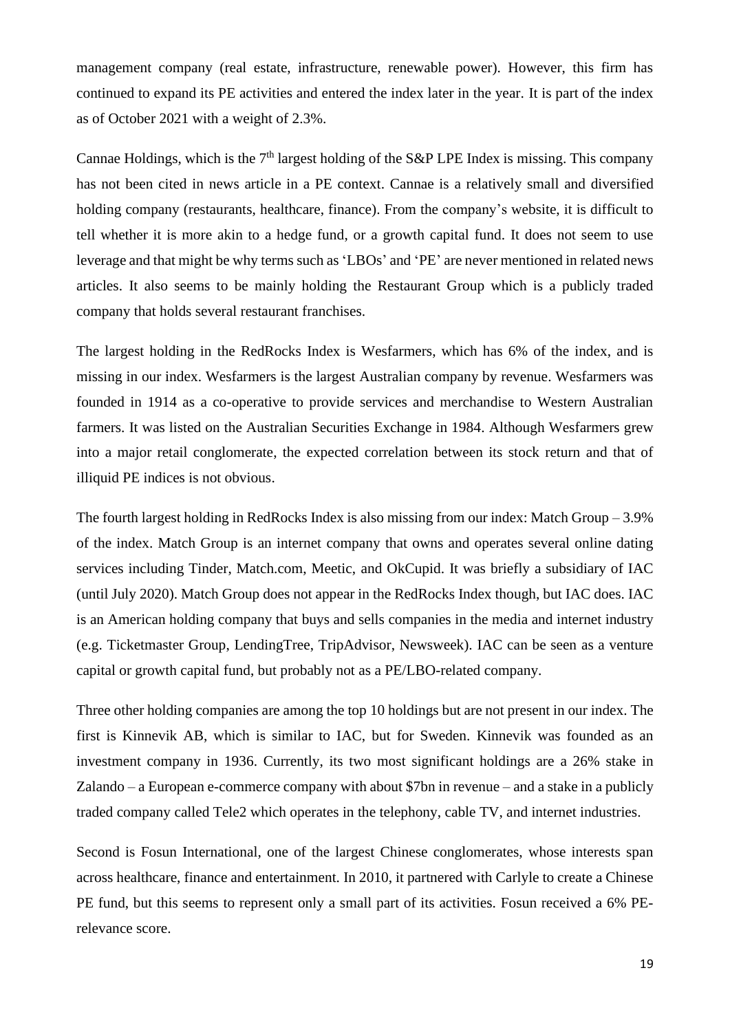management company (real estate, infrastructure, renewable power). However, this firm has continued to expand its PE activities and entered the index later in the year. It is part of the index as of October 2021 with a weight of 2.3%.

Cannae Holdings, which is the 7th largest holding of the S&P LPE Index is missing. This company has not been cited in news article in a PE context. Cannae is a relatively small and diversified holding company (restaurants, healthcare, finance). From the company's website, it is difficult to tell whether it is more akin to a hedge fund, or a growth capital fund. It does not seem to use leverage and that might be why terms such as 'LBOs' and 'PE' are never mentioned in related news articles. It also seems to be mainly holding the Restaurant Group which is a publicly traded company that holds several restaurant franchises.

The largest holding in the RedRocks Index is Wesfarmers, which has 6% of the index, and is missing in our index. Wesfarmers is the largest Australian company by revenue. Wesfarmers was founded in 1914 as a co-operative to provide services and merchandise to Western Australian farmers. It was listed on the Australian Securities Exchange in 1984. Although Wesfarmers grew into a major retail conglomerate, the expected correlation between its stock return and that of illiquid PE indices is not obvious.

The fourth largest holding in RedRocks Index is also missing from our index: Match Group – 3.9% of the index. Match Group is an internet company that owns and operates several online dating services including Tinder, Match.com, Meetic, and OkCupid. It was briefly a subsidiary of IAC (until July 2020). Match Group does not appear in the RedRocks Index though, but IAC does. IAC is an American holding company that buys and sells companies in the media and internet industry (e.g. Ticketmaster Group, LendingTree, TripAdvisor, Newsweek). IAC can be seen as a venture capital or growth capital fund, but probably not as a PE/LBO-related company.

Three other holding companies are among the top 10 holdings but are not present in our index. The first is Kinnevik AB, which is similar to IAC, but for Sweden. Kinnevik was founded as an investment company in 1936. Currently, its two most significant holdings are a 26% stake in Zalando – a European e-commerce company with about $7bn in revenue – and a stake in a publicly traded company called Tele2 which operates in the telephony, cable TV, and internet industries.

Second is Fosun International, one of the largest Chinese conglomerates, whose interests span across healthcare, finance and entertainment. In 2010, it partnered with Carlyle to create a Chinese PE fund, but this seems to represent only a small part of its activities. Fosun received a 6% PE-relevance score.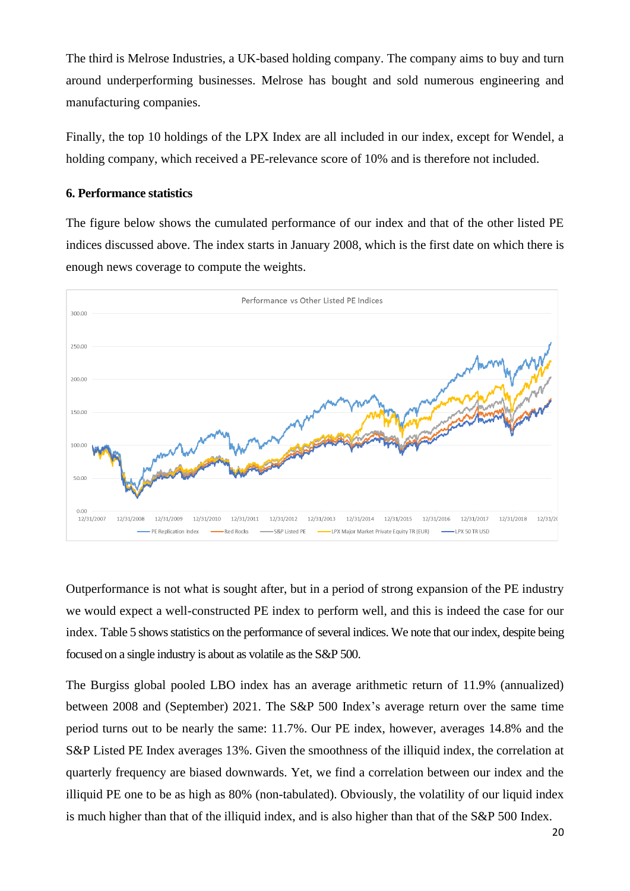The third is Melrose Industries, a UK-based holding company. The company aims to buy and turn around underperforming businesses. Melrose has bought and sold numerous engineering and manufacturing companies.

Finally, the top 10 holdings of the LPX Index are all included in our index, except for Wendel, a holding company, which received a PE-relevance score of 10% and is therefore not included.

**6. Performance statistics**

The figure below shows the cumulated performance of our index and that of the other listed PE indices discussed above. The index starts in January 2008, which is the first date on which there is enough news coverage to compute the weights.

Performance vs Other Listed PE Indices

300.00
250.00
200.00
150.00
100.00
50.00
0.00

12/31/2007
12/31/2008
12/31/2009
12/31/2010
12/31/2011
12/31/2012
12/31/2013
12/31/2014
12/31/2015
12/31/2016
12/31/2017
12/31/2018
12/31/20

PE Replication Index
Red Rocks
S&P Listed PE
LPX Major Market Private Equity TR (EUR)
LPX 50 TR USD

Outperformance is not what is sought after, but in a period of strong expansion of the PE industry we would expect a well-constructed PE index to perform well, and this is indeed the case for our index. Table 5 shows statistics on the performance of several indices. We note that our index, despite being focused on a single industry is about as volatile as the S&P 500.

The Burgiss global pooled LBO index has an average arithmetic return of 11.9% (annualized) between 2008 and (September) 2021. The S&P 500 Index's average return over the same time period turns out to be nearly the same: 11.7%. Our PE index, however, averages 14.8% and the S&P Listed PE Index averages 13%. Given the smoothness of the illiquid index, the correlation at quarterly frequency are biased downwards. Yet, we find a correlation between our index and the illiquid PE one to be as high as 80% (non-tabulated). Obviously, the volatility of our liquid index is much higher than that of the illiquid index, and is also higher than that of the S&P 500 Index.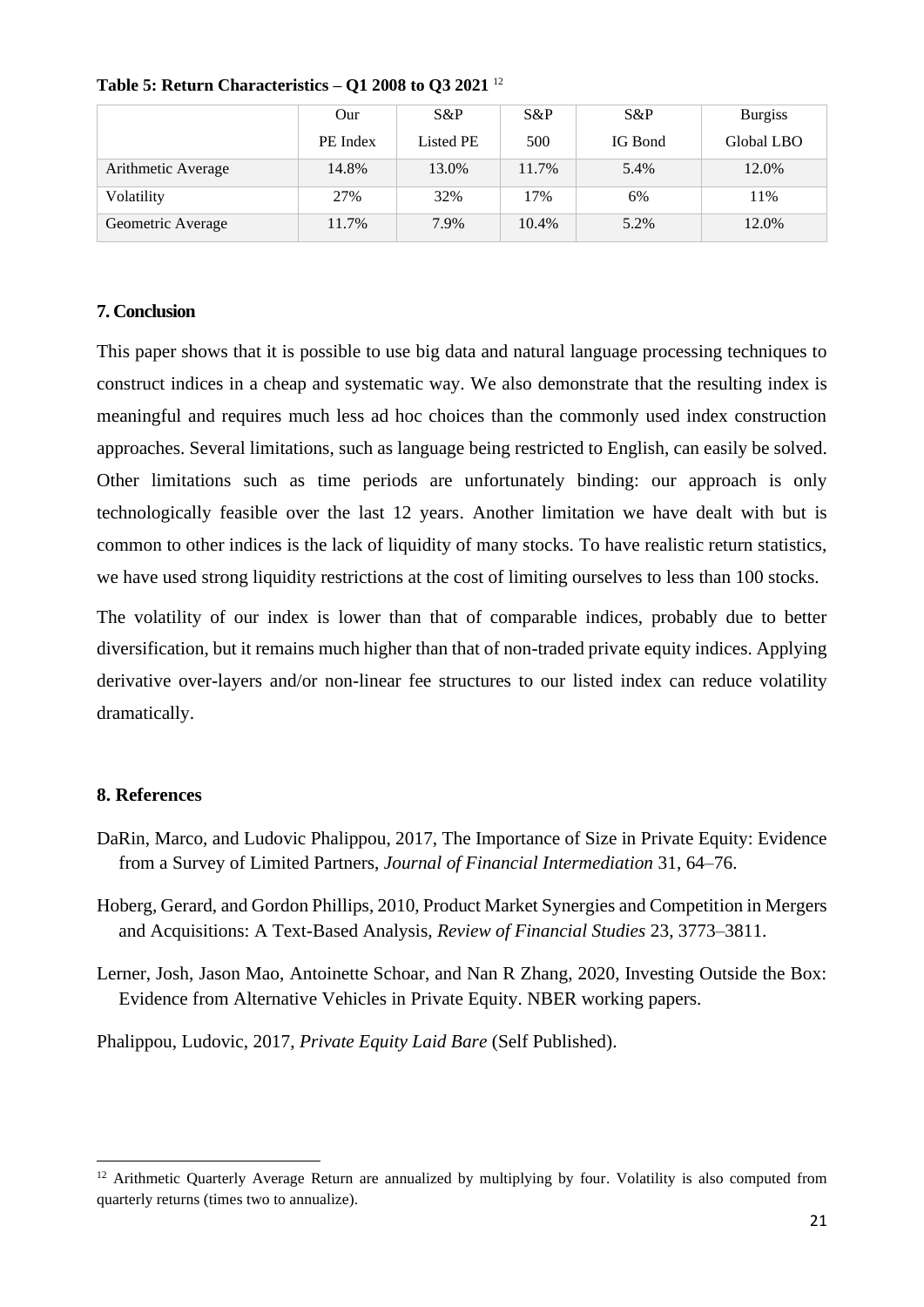**Table 5: Return Characteristics – Q1 2008 to Q3 2021** [12]

| | Our PE Index | S&P Listed PE | S&P 500 | S&P IG Bond | Burgiss Global LBO |
|---|---|---|---|---|---|
| Arithmetic Average | 14.8% | 13.0% | 11.7% | 5.4% | 12.0% |
| Volatility | 27% | 32% | 17% | 6% | 11% |
| Geometric Average | 11.7% | 7.9% | 10.4% | 5.2% | 12.0% |

## 7. Conclusion

This paper shows that it is possible to use big data and natural language processing techniques to construct indices in a cheap and systematic way. We also demonstrate that the resulting index is meaningful and requires much less ad hoc choices than the commonly used index construction approaches. Several limitations, such as language being restricted to English, can easily be solved. Other limitations such as time periods are unfortunately binding: our approach is only technologically feasible over the last 12 years. Another limitation we have dealt with but is common to other indices is the lack of liquidity of many stocks. To have realistic return statistics, we have used strong liquidity restrictions at the cost of limiting ourselves to less than 100 stocks.

The volatility of our index is lower than that of comparable indices, probably due to better diversification, but it remains much higher than that of non-traded private equity indices. Applying derivative over-layers and/or non-linear fee structures to our listed index can reduce volatility dramatically.

## 8. References

DaRin, Marco, and Ludovic Phalippou, 2017, The Importance of Size in Private Equity: Evidence from a Survey of Limited Partners, *Journal of Financial Intermediation* 31, 64–76.

Hoberg, Gerard, and Gordon Phillips, 2010, Product Market Synergies and Competition in Mergers and Acquisitions: A Text-Based Analysis, *Review of Financial Studies* 23, 3773–3811.

Lerner, Josh, Jason Mao, Antoinette Schoar, and Nan R Zhang, 2020, Investing Outside the Box: Evidence from Alternative Vehicles in Private Equity. NBER working papers.

Phalippou, Ludovic, 2017, *Private Equity Laid Bare* (Self Published).

[12] Arithmetic Quarterly Average Return are annualized by multiplying by four. Volatility is also computed from quarterly returns (times two to annualize).